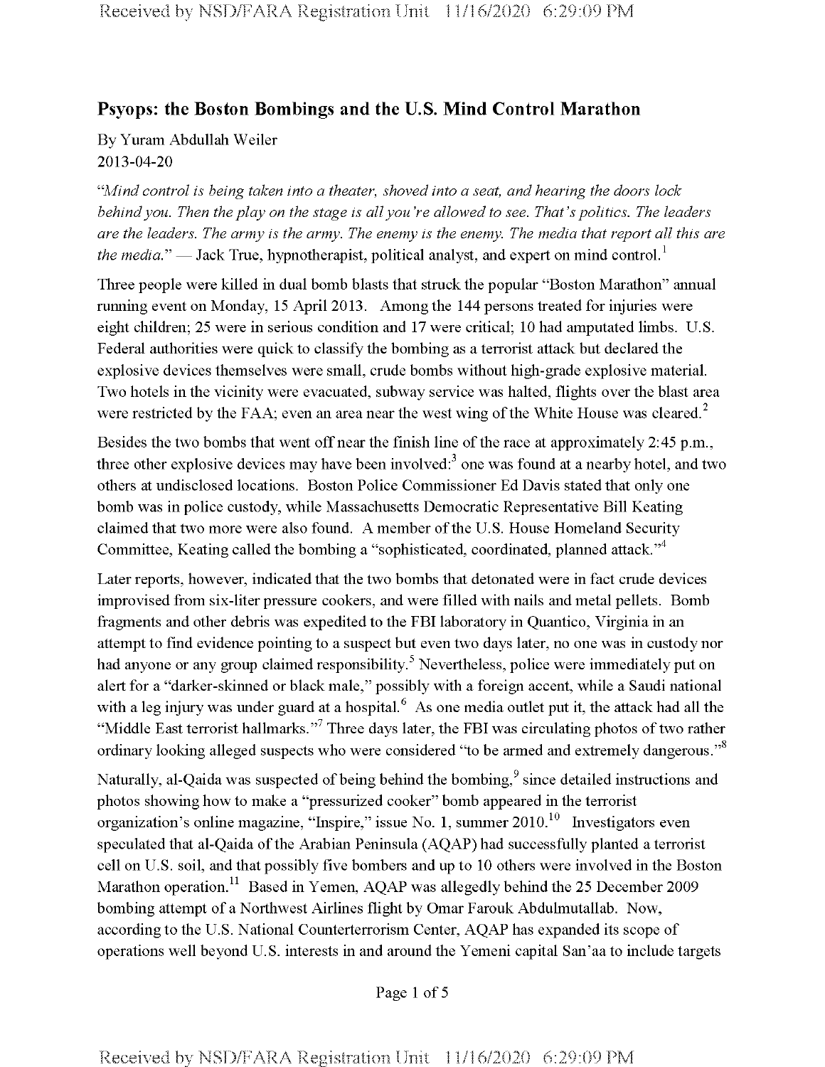## Psyops: the Boston Bombings and the U.S. Mind Control Marathon

By Yuram Abdullah Weiler
2013-04-20

*"Mind control is being taken into a theater, shoved into a seat, and hearing the doors lock behind you. Then the play on the stage is all you're allowed to see. That's politics. The leaders are the leaders. The army is the army. The enemy is the enemy. The media that report all this are the media."* — Jack True, hypnotherapist, political analyst, and expert on mind control.[1]

Three people were killed in dual bomb blasts that struck the popular "Boston Marathon" annual running event on Monday, 15 April 2013. Among the 144 persons treated for injuries were eight children; 25 were in serious condition and 17 were critical; 10 had amputated limbs. U.S. Federal authorities were quick to classify the bombing as a terrorist attack but declared the explosive devices themselves were small, crude bombs without high-grade explosive material. Two hotels in the vicinity were evacuated, subway service was halted, flights over the blast area were restricted by the FAA; even an area near the west wing of the White House was cleared.[2]

Besides the two bombs that went off near the finish line of the race at approximately 2:45 p.m., three other explosive devices may have been involved:[3] one was found at a nearby hotel, and two others at undisclosed locations. Boston Police Commissioner Ed Davis stated that only one bomb was in police custody, while Massachusetts Democratic Representative Bill Keating claimed that two more were also found. A member of the U.S. House Homeland Security Committee, Keating called the bombing a "sophisticated, coordinated, planned attack."[4]

Later reports, however, indicated that the two bombs that detonated were in fact crude devices improvised from six-liter pressure cookers, and were filled with nails and metal pellets. Bomb fragments and other debris was expedited to the FBI laboratory in Quantico, Virginia in an attempt to find evidence pointing to a suspect but even two days later, no one was in custody nor had anyone or any group claimed responsibility.[5] Nevertheless, police were immediately put on alert for a "darker-skinned or black male," possibly with a foreign accent, while a Saudi national with a leg injury was under guard at a hospital.[6] As one media outlet put it, the attack had all the "Middle East terrorist hallmarks."[7] Three days later, the FBI was circulating photos of two rather ordinary looking alleged suspects who were considered "to be armed and extremely dangerous."[8]

Naturally, al-Qaida was suspected of being behind the bombing,[9] since detailed instructions and photos showing how to make a "pressurized cooker" bomb appeared in the terrorist organization's online magazine, "Inspire," issue No. 1, summer 2010.[10] Investigators even speculated that al-Qaida of the Arabian Peninsula (AQAP) had successfully planted a terrorist cell on U.S. soil, and that possibly five bombers and up to 10 others were involved in the Boston Marathon operation.[11] Based in Yemen, AQAP was allegedly behind the 25 December 2009 bombing attempt of a Northwest Airlines flight by Omar Farouk Abdulmutallab. Now, according to the U.S. National Counterterrorism Center, AQAP has expanded its scope of operations well beyond U.S. interests in and around the Yemeni capital San'aa to include targets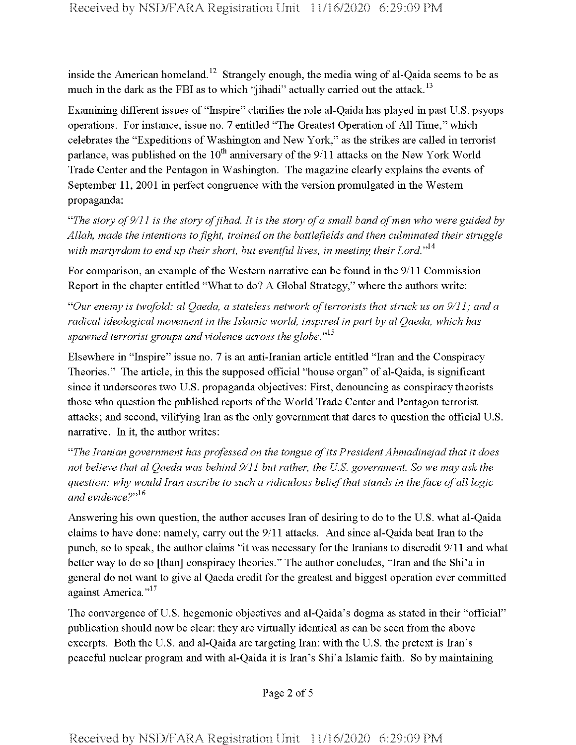inside the American homeland.[12] Strangely enough, the media wing of al-Qaida seems to be as much in the dark as the FBI as to which "jihadi" actually carried out the attack.[13]

Examining different issues of "Inspire" clarifies the role al-Qaida has played in past U.S. psyops operations. For instance, issue no. 7 entitled "The Greatest Operation of All Time," which celebrates the "Expeditions of Washington and New York," as the strikes are called in terrorist parlance, was published on the 10th anniversary of the 9/11 attacks on the New York World Trade Center and the Pentagon in Washington. The magazine clearly explains the events of September 11, 2001 in perfect congruence with the version promulgated in the Western propaganda:

*"The story of 9/11 is the story of jihad. It is the story of a small band of men who were guided by Allah, made the intentions to fight, trained on the battlefields and then culminated their struggle with martyrdom to end up their short, but eventful lives, in meeting their Lord."*[14]

For comparison, an example of the Western narrative can be found in the 9/11 Commission Report in the chapter entitled "What to do? A Global Strategy," where the authors write:

*"Our enemy is twofold: al Qaeda, a stateless network of terrorists that struck us on 9/11; and a radical ideological movement in the Islamic world, inspired in part by al Qaeda, which has spawned terrorist groups and violence across the globe."*[15]

Elsewhere in "Inspire" issue no. 7 is an anti-Iranian article entitled "Iran and the Conspiracy Theories." The article, in this the supposed official "house organ" of al-Qaida, is significant since it underscores two U.S. propaganda objectives: First, denouncing as conspiracy theorists those who question the published reports of the World Trade Center and Pentagon terrorist attacks; and second, vilifying Iran as the only government that dares to question the official U.S. narrative. In it, the author writes:

*"The Iranian government has professed on the tongue of its President Ahmadinejad that it does not believe that al Qaeda was behind 9/11 but rather, the U.S. government. So we may ask the question: why would Iran ascribe to such a ridiculous belief that stands in the face of all logic and evidence?"*[16]

Answering his own question, the author accuses Iran of desiring to do to the U.S. what al-Qaida claims to have done: namely, carry out the 9/11 attacks. And since al-Qaida beat Iran to the punch, so to speak, the author claims "it was necessary for the Iranians to discredit 9/11 and what better way to do so [than] conspiracy theories." The author concludes, "Iran and the Shi'a in general do not want to give al Qaeda credit for the greatest and biggest operation ever committed against America."[17]

The convergence of U.S. hegemonic objectives and al-Qaida's dogma as stated in their "official" publication should now be clear: they are virtually identical as can be seen from the above excerpts. Both the U.S. and al-Qaida are targeting Iran: with the U.S. the pretext is Iran's peaceful nuclear program and with al-Qaida it is Iran's Shi'a Islamic faith. So by maintaining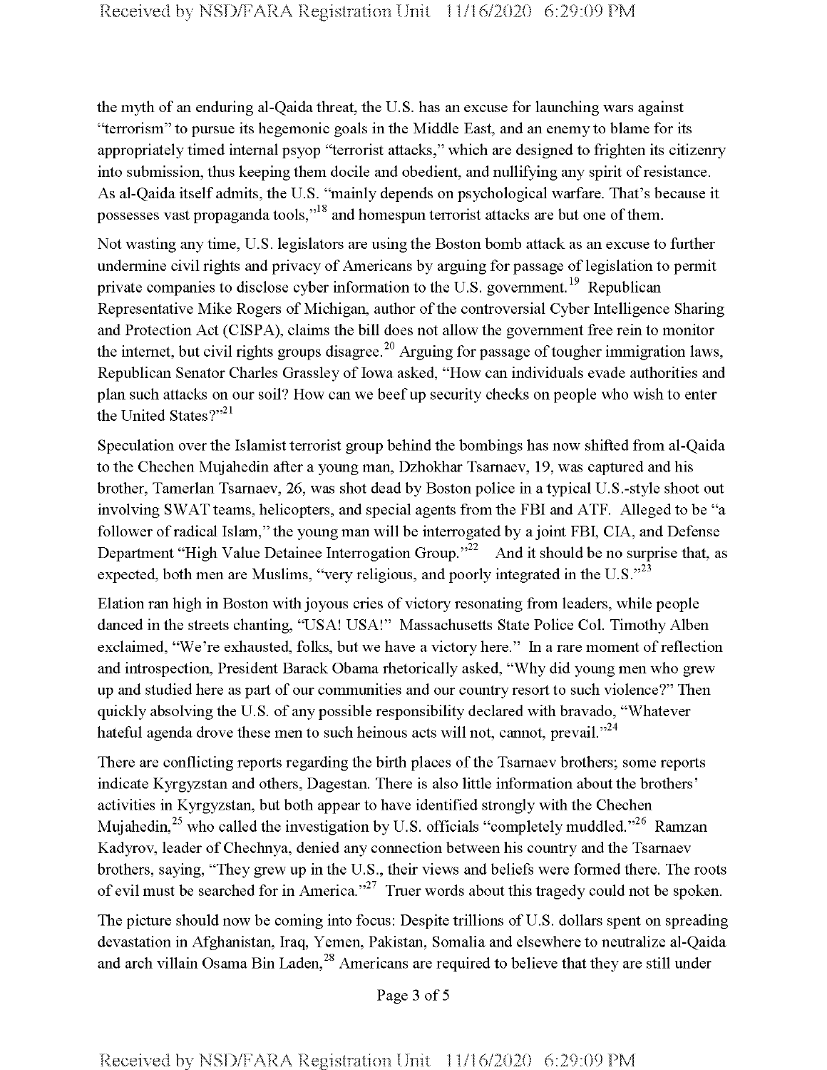the myth of an enduring al-Qaida threat, the U.S. has an excuse for launching wars against "terrorism" to pursue its hegemonic goals in the Middle East, and an enemy to blame for its appropriately timed internal psyop "terrorist attacks," which are designed to frighten its citizenry into submission, thus keeping them docile and obedient, and nullifying any spirit of resistance. As al-Qaida itself admits, the U.S. "mainly depends on psychological warfare. That's because it possesses vast propaganda tools,"[18] and homespun terrorist attacks are but one of them.

Not wasting any time, U.S. legislators are using the Boston bomb attack as an excuse to further undermine civil rights and privacy of Americans by arguing for passage of legislation to permit private companies to disclose cyber information to the U.S. government.[19] Republican Representative Mike Rogers of Michigan, author of the controversial Cyber Intelligence Sharing and Protection Act (CISPA), claims the bill does not allow the government free rein to monitor the internet, but civil rights groups disagree.[20] Arguing for passage of tougher immigration laws, Republican Senator Charles Grassley of Iowa asked, "How can individuals evade authorities and plan such attacks on our soil? How can we beef up security checks on people who wish to enter the United States?"[21]

Speculation over the Islamist terrorist group behind the bombings has now shifted from al-Qaida to the Chechen Mujahedin after a young man, Dzhokhar Tsarnaev, 19, was captured and his brother, Tamerlan Tsarnaev, 26, was shot dead by Boston police in a typical U.S.-style shoot out involving SWAT teams, helicopters, and special agents from the FBI and ATF. Alleged to be "a follower of radical Islam," the young man will be interrogated by a joint FBI, CIA, and Defense Department "High Value Detainee Interrogation Group."[22] And it should be no surprise that, as expected, both men are Muslims, "very religious, and poorly integrated in the U.S."[23]

Elation ran high in Boston with joyous cries of victory resonating from leaders, while people danced in the streets chanting, "USA! USA!" Massachusetts State Police Col. Timothy Alben exclaimed, "We're exhausted, folks, but we have a victory here." In a rare moment of reflection and introspection, President Barack Obama rhetorically asked, "Why did young men who grew up and studied here as part of our communities and our country resort to such violence?" Then quickly absolving the U.S. of any possible responsibility declared with bravado, "Whatever hateful agenda drove these men to such heinous acts will not, cannot, prevail."[24]

There are conflicting reports regarding the birth places of the Tsarnaev brothers; some reports indicate Kyrgyzstan and others, Dagestan. There is also little information about the brothers' activities in Kyrgyzstan, but both appear to have identified strongly with the Chechen Mujahedin,[25] who called the investigation by U.S. officials "completely muddled."[26] Ramzan Kadyrov, leader of Chechnya, denied any connection between his country and the Tsarnaev brothers, saying, "They grew up in the U.S., their views and beliefs were formed there. The roots of evil must be searched for in America."[27] Truer words about this tragedy could not be spoken.

The picture should now be coming into focus: Despite trillions of U.S. dollars spent on spreading devastation in Afghanistan, Iraq, Yemen, Pakistan, Somalia and elsewhere to neutralize al-Qaida and arch villain Osama Bin Laden,[28] Americans are required to believe that they are still under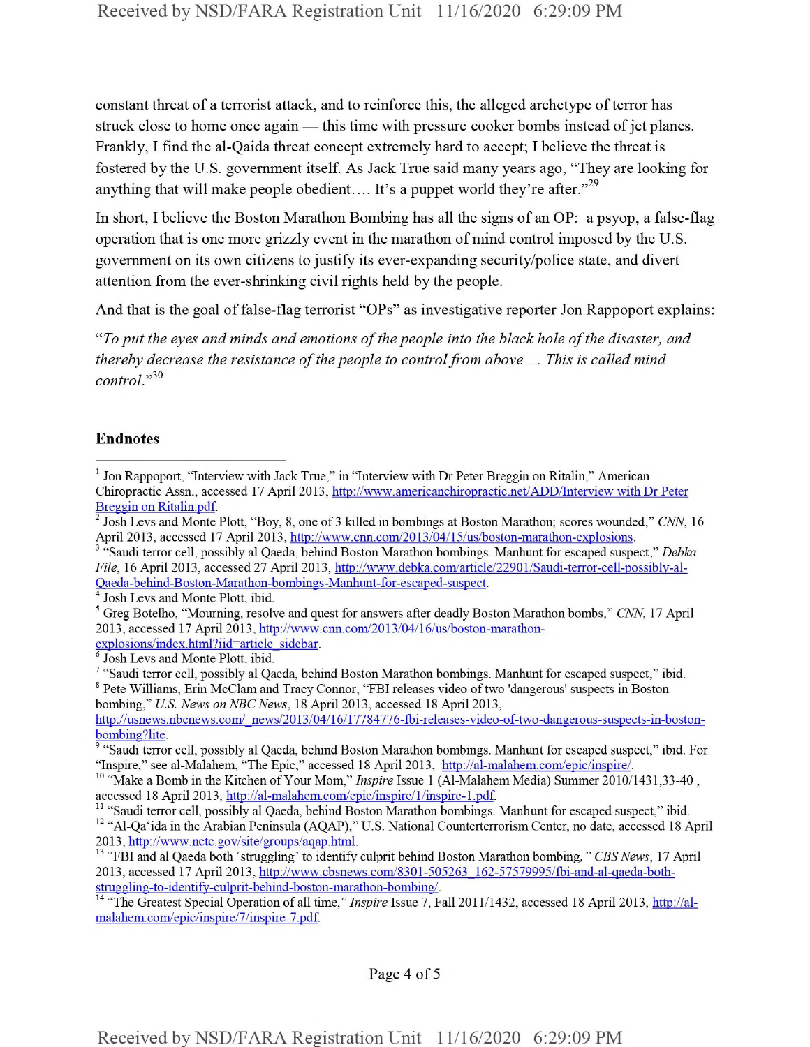constant threat of a terrorist attack, and to reinforce this, the alleged archetype of terror has struck close to home once again — this time with pressure cooker bombs instead of jet planes. Frankly, I find the al-Qaida threat concept extremely hard to accept; I believe the threat is fostered by the U.S. government itself. As Jack True said many years ago, "They are looking for anything that will make people obedient.... It's a puppet world they're after."[29]

In short, I believe the Boston Marathon Bombing has all the signs of an OP: a psyop, a false-flag operation that is one more grizzly event in the marathon of mind control imposed by the U.S. government on its own citizens to justify its ever-expanding security/police state, and divert attention from the ever-shrinking civil rights held by the people.

And that is the goal of false-flag terrorist "OPs" as investigative reporter Jon Rappoport explains:

"*To put the eyes and minds and emotions of the people into the black hole of the disaster, and thereby decrease the resistance of the people to control from above.... This is called mind control.*"[30]

## Endnotes

[1] Jon Rappoport, "Interview with Jack True," in "Interview with Dr Peter Breggin on Ritalin," American Chiropractic Assn., accessed 17 April 2013, http://www.americanchiropractic.net/ADD/Interview with Dr Peter Breggin on Ritalin.pdf.

[2] Josh Levs and Monte Plott, "Boy, 8, one of 3 killed in bombings at Boston Marathon; scores wounded," *CNN*, 16 April 2013, accessed 17 April 2013, http://www.cnn.com/2013/04/15/us/boston-marathon-explosions.

[3] "Saudi terror cell, possibly al Qaeda, behind Boston Marathon bombings. Manhunt for escaped suspect," *Debka File*, 16 April 2013, accessed 27 April 2013, http://www.debka.com/article/22901/Saudi-terror-cell-possibly-al-Qaeda-behind-Boston-Marathon-bombings-Manhunt-for-escaped-suspect.

[4] Josh Levs and Monte Plott, ibid.

[5] Greg Botelho, "Mourning, resolve and quest for answers after deadly Boston Marathon bombs," *CNN*, 17 April 2013, accessed 17 April 2013, http://www.cnn.com/2013/04/16/us/boston-marathon-explosions/index.html?iid=article_sidebar.

[6] Josh Levs and Monte Plott, ibid.

[7] "Saudi terror cell, possibly al Qaeda, behind Boston Marathon bombings. Manhunt for escaped suspect," ibid.

[8] Pete Williams, Erin McClam and Tracy Connor, "FBI releases video of two 'dangerous' suspects in Boston bombing," *U.S. News on NBC News*, 18 April 2013, accessed 18 April 2013, http://usnews.nbcnews.com/_news/2013/04/16/17784776-fbi-releases-video-of-two-dangerous-suspects-in-boston-bombing?lite.

[9] "Saudi terror cell, possibly al Qaeda, behind Boston Marathon bombings. Manhunt for escaped suspect," ibid. For "Inspire," see al-Malahem, "The Epic," accessed 18 April 2013, http://al-malahem.com/epic/inspire/.

[10] "Make a Bomb in the Kitchen of Your Mom," *Inspire* Issue 1 (Al-Malahem Media) Summer 2010/1431,33-40 , accessed 18 April 2013, http://al-malahem.com/epic/inspire/1/inspire-1.pdf.

[11] "Saudi terror cell, possibly al Qaeda, behind Boston Marathon bombings. Manhunt for escaped suspect," ibid.

[12] "Al-Qa'ida in the Arabian Peninsula (AQAP)," U.S. National Counterterrorism Center, no date, accessed 18 April 2013, http://www.nctc.gov/site/groups/aqap.html.

[13] "FBI and al Qaeda both 'struggling' to identify culprit behind Boston Marathon bombing," *CBS News*, 17 April 2013, accessed 17 April 2013, http://www.cbsnews.com/8301-505263_162-57579995/fbi-and-al-qaeda-both-struggling-to-identify-culprit-behind-boston-marathon-bombing/.

[14] "The Greatest Special Operation of all time," *Inspire* Issue 7, Fall 2011/1432, accessed 18 April 2013, http://al-malahem.com/epic/inspire/7/inspire-7.pdf.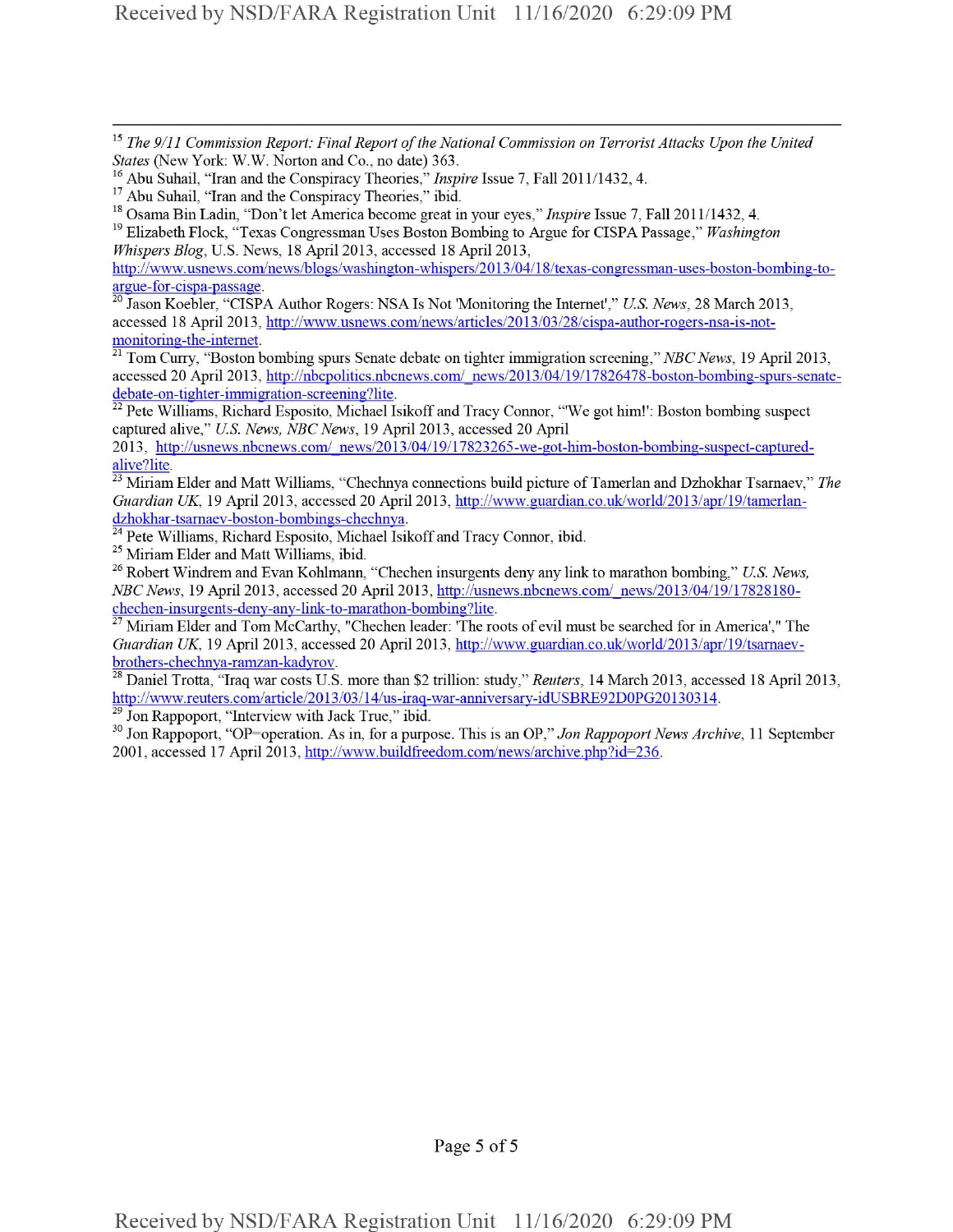[15] *The 9/11 Commission Report: Final Report of the National Commission on Terrorist Attacks Upon the United States* (New York: W.W. Norton and Co., no date) 363.

[16] Abu Suhail, "Iran and the Conspiracy Theories," *Inspire* Issue 7, Fall 2011/1432, 4.

[17] Abu Suhail, "Iran and the Conspiracy Theories," ibid.

[18] Osama Bin Ladin, "Don't let America become great in your eyes," *Inspire* Issue 7, Fall 2011/1432, 4.

[19] Elizabeth Flock, "Texas Congressman Uses Boston Bombing to Argue for CISPA Passage," *Washington Whispers Blog*, U.S. News, 18 April 2013, accessed 18 April 2013, http://www.usnews.com/news/blogs/washington-whispers/2013/04/18/texas-congressman-uses-boston-bombing-to-argue-for-cispa-passage.

[20] Jason Koebler, "CISPA Author Rogers: NSA Is Not 'Monitoring the Internet'," *U.S. News*, 28 March 2013, accessed 18 April 2013, http://www.usnews.com/news/articles/2013/03/28/cispa-author-rogers-nsa-is-not-monitoring-the-internet.

[21] Tom Curry, "Boston bombing spurs Senate debate on tighter immigration screening," *NBC News*, 19 April 2013, accessed 20 April 2013, http://nbcpolitics.nbcnews.com/_news/2013/04/19/17826478-boston-bombing-spurs-senate-debate-on-tighter-immigration-screening?lite.

[22] Pete Williams, Richard Esposito, Michael Isikoff and Tracy Connor, "'We got him!': Boston bombing suspect captured alive," *U.S. News, NBC News*, 19 April 2013, accessed 20 April 2013, http://usnews.nbcnews.com/_news/2013/04/19/17823265-we-got-him-boston-bombing-suspect-captured-alive?lite.

[23] Miriam Elder and Matt Williams, "Chechnya connections build picture of Tamerlan and Dzhokhar Tsarnaev," *The Guardian UK*, 19 April 2013, accessed 20 April 2013, http://www.guardian.co.uk/world/2013/apr/19/tamerlan-dzhokhar-tsarnaev-boston-bombings-chechnya.

[24] Pete Williams, Richard Esposito, Michael Isikoff and Tracy Connor, ibid.

[25] Miriam Elder and Matt Williams, ibid.

[26] Robert Windrem and Evan Kohlmann, "Chechen insurgents deny any link to marathon bombing," *U.S. News, NBC News*, 19 April 2013, accessed 20 April 2013, http://usnews.nbcnews.com/_news/2013/04/19/17828180-chechen-insurgents-deny-any-link-to-marathon-bombing?lite.

[27] Miriam Elder and Tom McCarthy, "Chechen leader: 'The roots of evil must be searched for in America'," The *Guardian UK*, 19 April 2013, accessed 20 April 2013, http://www.guardian.co.uk/world/2013/apr/19/tsarnaev-brothers-chechnya-ramzan-kadyrov.

[28] Daniel Trotta, "Iraq war costs U.S. more than $2 trillion: study," *Reuters*, 14 March 2013, accessed 18 April 2013, http://www.reuters.com/article/2013/03/14/us-iraq-war-anniversary-idUSBRE92D0PG20130314.

[29] Jon Rappoport, "Interview with Jack True," ibid.

[30] Jon Rappoport, "OP=operation. As in, for a purpose. This is an OP," *Jon Rappoport News Archive*, 11 September 2001, accessed 17 April 2013, http://www.buildfreedom.com/news/archive.php?id=236.